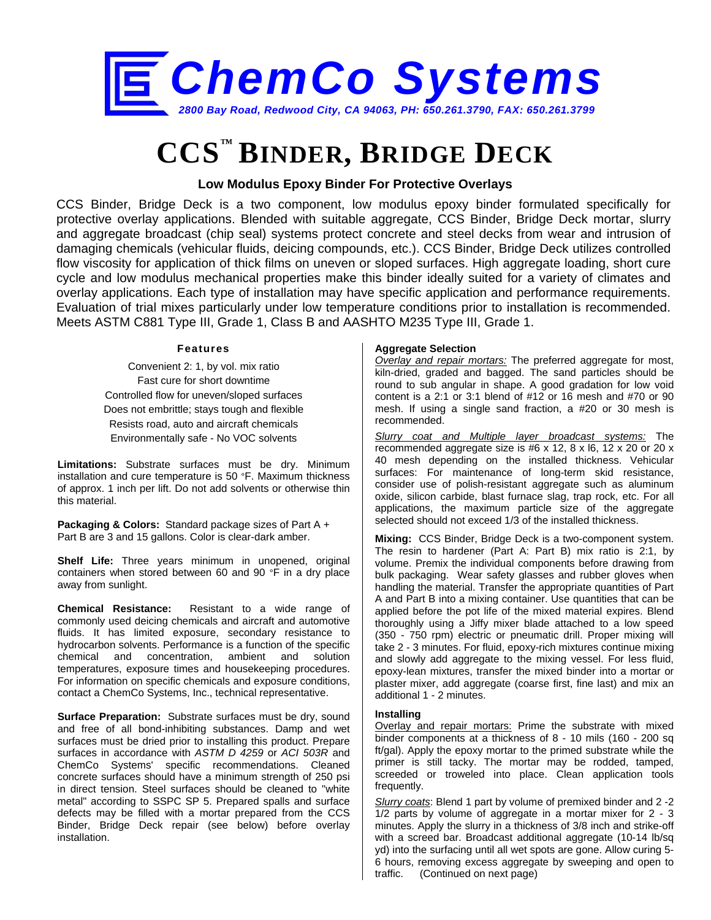# ChemCo Systems

*2800 Bay Road, Redwood City, CA 94063, PH: 650.261.3790, FAX: 650.261.3799*

# CCS™ BINDER, BRIDGE DECK

### Low Modulus Epoxy Binder For Protective Overlays

CCS Binder, Bridge Deck is a two component, low modulus epoxy binder formulated specifically for protective overlay applications. Blended with suitable aggregate, CCS Binder, Bridge Deck mortar, slurry and aggregate broadcast (chip seal) systems protect concrete and steel decks from wear and intrusion of damaging chemicals (vehicular fluids, deicing compounds, etc.). CCS Binder, Bridge Deck utilizes controlled flow viscosity for application of thick films on uneven or sloped surfaces. High aggregate loading, short cure cycle and low modulus mechanical properties make this binder ideally suited for a variety of climates and overlay applications. Each type of installation may have specific application and performance requirements. Evaluation of trial mixes particularly under low temperature conditions prior to installation is recommended. Meets ASTM C881 Type III, Grade 1, Class B and AASHTO M235 Type III, Grade 1.

#### Features

Convenient 2: 1, by vol. mix ratio
Fast cure for short downtime
Controlled flow for uneven/sloped surfaces
Does not embrittle; stays tough and flexible
Resists road, auto and aircraft chemicals
Environmentally safe - No VOC solvents

**Limitations:** Substrate surfaces must be dry. Minimum installation and cure temperature is 50 °F. Maximum thickness of approx. 1 inch per lift. Do not add solvents or otherwise thin this material.

**Packaging & Colors:** Standard package sizes of Part A + Part B are 3 and 15 gallons. Color is clear-dark amber.

**Shelf Life:** Three years minimum in unopened, original containers when stored between 60 and 90 °F in a dry place away from sunlight.

**Chemical Resistance:** Resistant to a wide range of commonly used deicing chemicals and aircraft and automotive fluids. It has limited exposure, secondary resistance to hydrocarbon solvents. Performance is a function of the specific chemical and concentration, ambient and solution temperatures, exposure times and housekeeping procedures. For information on specific chemicals and exposure conditions, contact a ChemCo Systems, Inc., technical representative.

**Surface Preparation:** Substrate surfaces must be dry, sound and free of all bond-inhibiting substances. Damp and wet surfaces must be dried prior to installing this product. Prepare surfaces in accordance with *ASTM D 4259* or *ACI 503R* and ChemCo Systems' specific recommendations. Cleaned concrete surfaces should have a minimum strength of 250 psi in direct tension. Steel surfaces should be cleaned to "white metal" according to SSPC SP 5. Prepared spalls and surface defects may be filled with a mortar prepared from the CCS Binder, Bridge Deck repair (see below) before overlay installation.

**Aggregate Selection**

*Overlay and repair mortars:* The preferred aggregate for most, kiln-dried, graded and bagged. The sand particles should be round to sub angular in shape. A good gradation for low void content is a 2:1 or 3:1 blend of #12 or 16 mesh and #70 or 90 mesh. If using a single sand fraction, a #20 or 30 mesh is recommended.

*Slurry coat and Multiple layer broadcast systems:* The recommended aggregate size is #6 x 12, 8 x l6, 12 x 20 or 20 x 40 mesh depending on the installed thickness. Vehicular surfaces: For maintenance of long-term skid resistance, consider use of polish-resistant aggregate such as aluminum oxide, silicon carbide, blast furnace slag, trap rock, etc. For all applications, the maximum particle size of the aggregate selected should not exceed 1/3 of the installed thickness.

**Mixing:** CCS Binder, Bridge Deck is a two-component system. The resin to hardener (Part A: Part B) mix ratio is 2:1, by volume. Premix the individual components before drawing from bulk packaging. Wear safety glasses and rubber gloves when handling the material. Transfer the appropriate quantities of Part A and Part B into a mixing container. Use quantities that can be applied before the pot life of the mixed material expires. Blend thoroughly using a Jiffy mixer blade attached to a low speed (350 - 750 rpm) electric or pneumatic drill. Proper mixing will take 2 - 3 minutes. For fluid, epoxy-rich mixtures continue mixing and slowly add aggregate to the mixing vessel. For less fluid, epoxy-lean mixtures, transfer the mixed binder into a mortar or plaster mixer, add aggregate (coarse first, fine last) and mix an additional 1 - 2 minutes.

**Installing**

Overlay and repair mortars: Prime the substrate with mixed binder components at a thickness of 8 - 10 mils (160 - 200 sq ft/gal). Apply the epoxy mortar to the primed substrate while the primer is still tacky. The mortar may be rodded, tamped, screeded or troweled into place. Clean application tools frequently.

*Slurry coats*: Blend 1 part by volume of premixed binder and 2 -2 1/2 parts by volume of aggregate in a mortar mixer for 2 - 3 minutes. Apply the slurry in a thickness of 3/8 inch and strike-off with a screed bar. Broadcast additional aggregate (10-14 lb/sq yd) into the surfacing until all wet spots are gone. Allow curing 5-6 hours, removing excess aggregate by sweeping and open to traffic. (Continued on next page)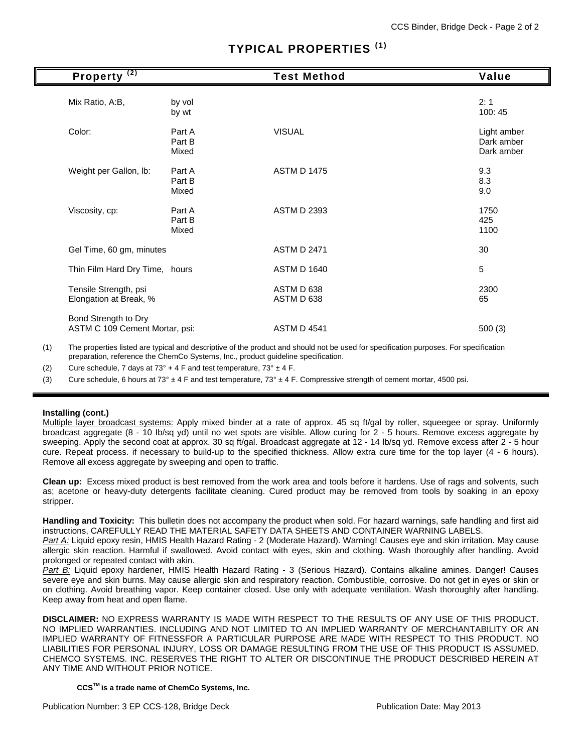# TYPICAL PROPERTIES (1)

| Property (2) | | Test Method | Value |
|---|---|---|---|
| Mix Ratio, A:B, | by vol<br>by wt | | 2: 1<br>100: 45 |
| Color: | Part A<br>Part B<br>Mixed | VISUAL | Light amber<br>Dark amber<br>Dark amber |
| Weight per Gallon, lb: | Part A<br>Part B<br>Mixed | ASTM D 1475 | 9.3<br>8.3<br>9.0 |
| Viscosity, cp: | Part A<br>Part B<br>Mixed | ASTM D 2393 | 1750<br>425<br>1100 |
| Gel Time, 60 gm, minutes | | ASTM D 2471 | 30 |
| Thin Film Hard Dry Time, hours | | ASTM D 1640 | 5 |
| Tensile Strength, psi<br>Elongation at Break, % | | ASTM D 638<br>ASTM D 638 | 2300<br>65 |
| Bond Strength to Dry<br>ASTM C 109 Cement Mortar, psi: | | ASTM D 4541 | 500 (3) |

(1) The properties listed are typical and descriptive of the product and should not be used for specification purposes. For specification preparation, reference the ChemCo Systems, Inc., product guideline specification.

(2) Cure schedule, 7 days at 73° + 4 F and test temperature, 73° ± 4 F.

(3) Cure schedule, 6 hours at 73° ± 4 F and test temperature, 73° ± 4 F. Compressive strength of cement mortar, 4500 psi.

**Installing (cont.)**
Multiple layer broadcast systems: Apply mixed binder at a rate of approx. 45 sq ft/gal by roller, squeegee or spray. Uniformly broadcast aggregate (8 - 10 lb/sq yd) until no wet spots are visible. Allow curing for 2 - 5 hours. Remove excess aggregate by sweeping. Apply the second coat at approx. 30 sq ft/gal. Broadcast aggregate at 12 - 14 lb/sq yd. Remove excess after 2 - 5 hour cure. Repeat process. if necessary to build-up to the specified thickness. Allow extra cure time for the top layer (4 - 6 hours). Remove all excess aggregate by sweeping and open to traffic.

**Clean up:** Excess mixed product is best removed from the work area and tools before it hardens. Use of rags and solvents, such as; acetone or heavy-duty detergents facilitate cleaning. Cured product may be removed from tools by soaking in an epoxy stripper.

**Handling and Toxicity:** This bulletin does not accompany the product when sold. For hazard warnings, safe handling and first aid instructions, CAREFULLY READ THE MATERIAL SAFETY DATA SHEETS AND CONTAINER WARNING LABELS.
*Part A:* Liquid epoxy resin, HMIS Health Hazard Rating - 2 (Moderate Hazard). Warning! Causes eye and skin irritation. May cause allergic skin reaction. Harmful if swallowed. Avoid contact with eyes, skin and clothing. Wash thoroughly after handling. Avoid prolonged or repeated contact with akin.
*Part B:* Liquid epoxy hardener, HMIS Health Hazard Rating - 3 (Serious Hazard). Contains alkaline amines. Danger! Causes severe eye and skin burns. May cause allergic skin and respiratory reaction. Combustible, corrosive. Do not get in eyes or skin or on clothing. Avoid breathing vapor. Keep container closed. Use only with adequate ventilation. Wash thoroughly after handling. Keep away from heat and open flame.

**DISCLAIMER:** NO EXPRESS WARRANTY IS MADE WITH RESPECT TO THE RESULTS OF ANY USE OF THIS PRODUCT. NO IMPLIED WARRANTIES. INCLUDING AND NOT LIMITED TO AN IMPLIED WARRANTY OF MERCHANTABILITY OR AN IMPLIED WARRANTY OF FITNESSFOR A PARTICULAR PURPOSE ARE MADE WITH RESPECT TO THIS PRODUCT. NO LIABILITIES FOR PERSONAL INJURY, LOSS OR DAMAGE RESULTING FROM THE USE OF THIS PRODUCT IS ASSUMED. CHEMCO SYSTEMS. INC. RESERVES THE RIGHT TO ALTER OR DISCONTINUE THE PRODUCT DESCRIBED HEREIN AT ANY TIME AND WITHOUT PRIOR NOTICE.

**CCS™ is a trade name of ChemCo Systems, Inc.**

Publication Number: 3 EP CCS-128, Bridge Deck    Publication Date: May 2013